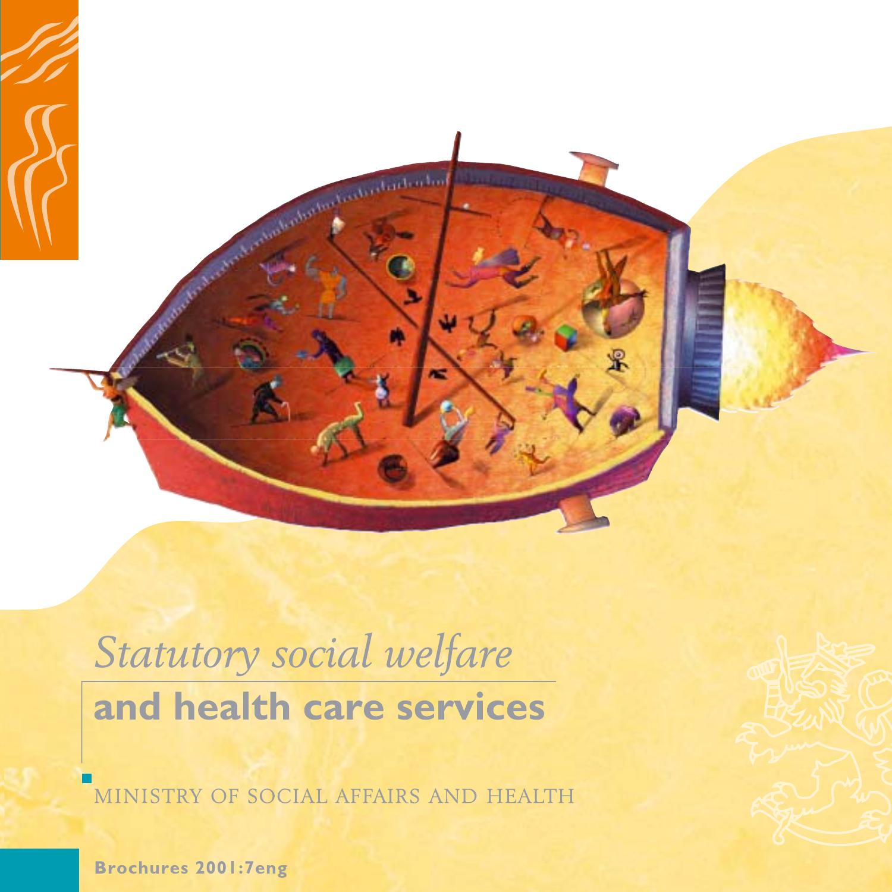# *Statutory social welfare*
# **and health care services**

MINISTRY OF SOCIAL AFFAIRS AND HEALTH

**Brochures 2001:7eng**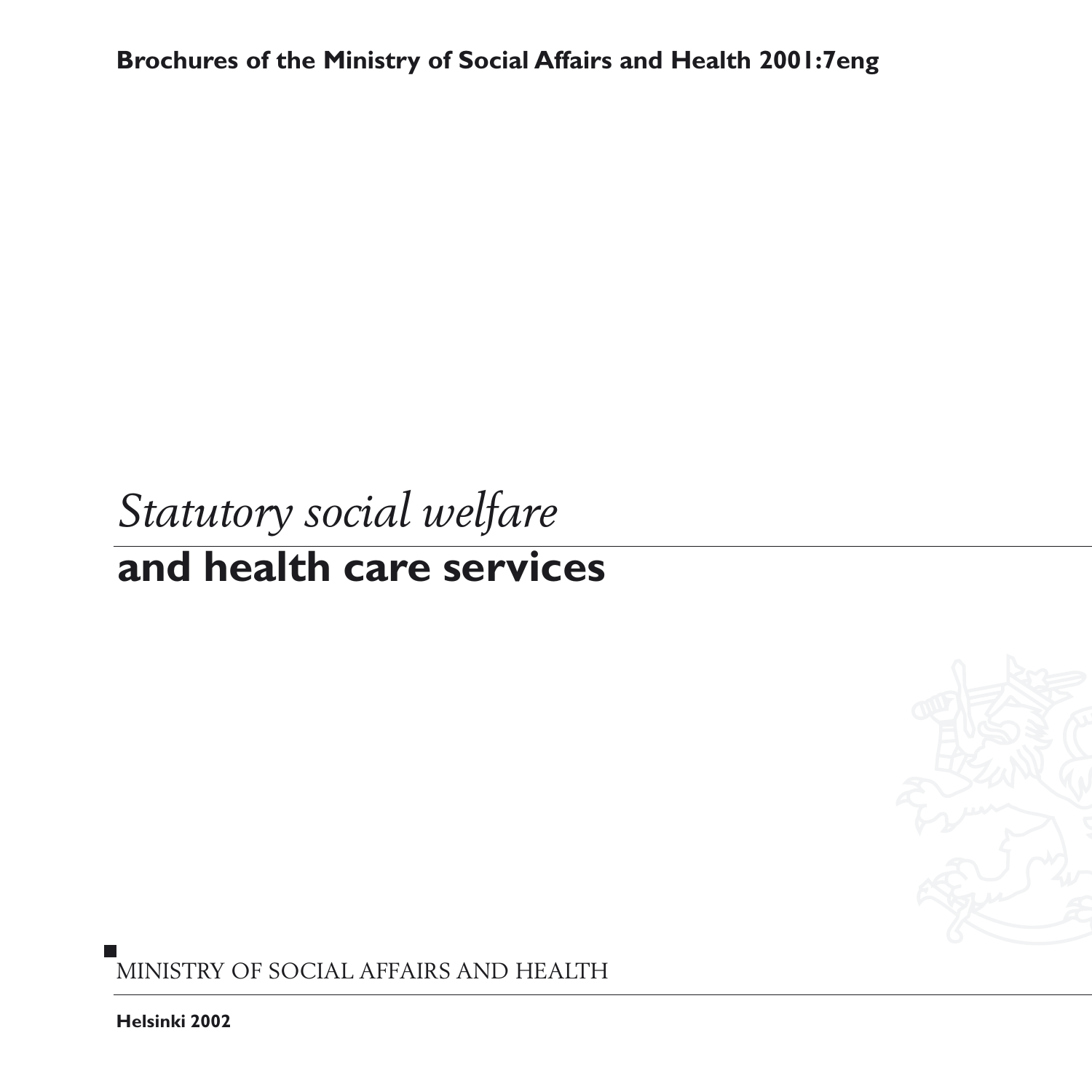**Brochures of the Ministry of Social Affairs and Health 2001:7eng**

# *Statutory social welfare* **and health care services**

MINISTRY OF SOCIAL AFFAIRS AND HEALTH

**Helsinki 2002**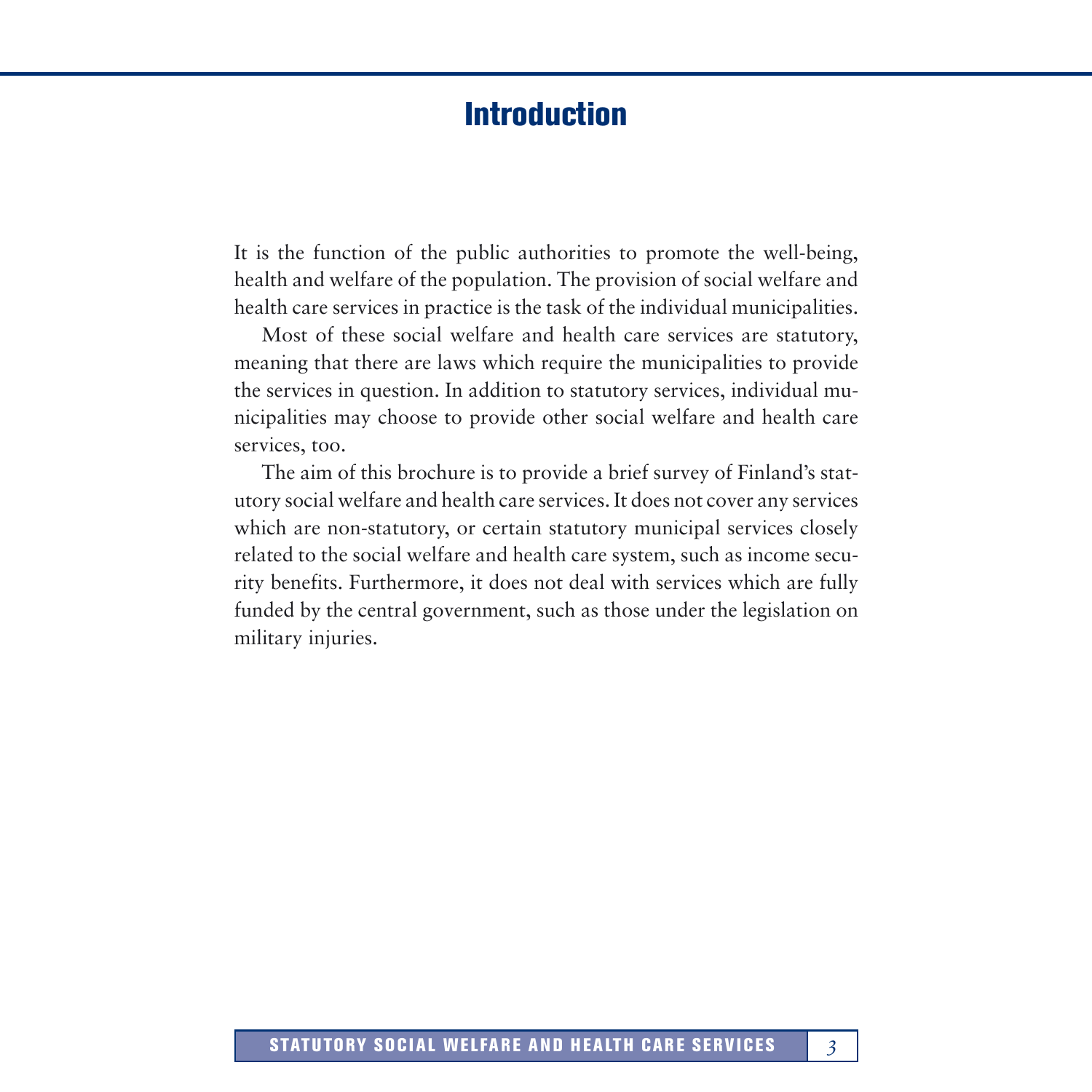# Introduction

It is the function of the public authorities to promote the well-being, health and welfare of the population. The provision of social welfare and health care services in practice is the task of the individual municipalities.

Most of these social welfare and health care services are statutory, meaning that there are laws which require the municipalities to provide the services in question. In addition to statutory services, individual municipalities may choose to provide other social welfare and health care services, too.

The aim of this brochure is to provide a brief survey of Finland's statutory social welfare and health care services. It does not cover any services which are non-statutory, or certain statutory municipal services closely related to the social welfare and health care system, such as income security benefits. Furthermore, it does not deal with services which are fully funded by the central government, such as those under the legislation on military injuries.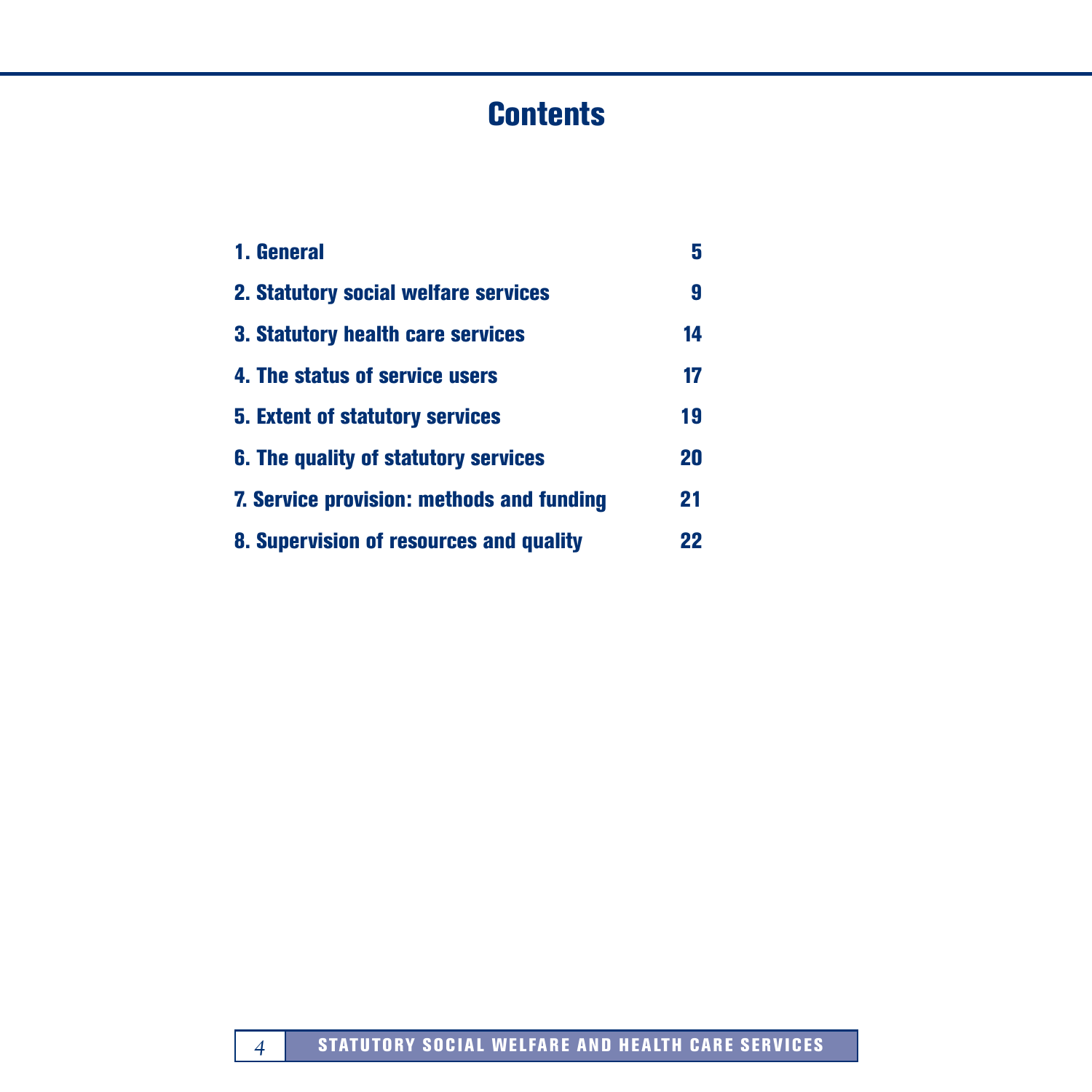# Contents

| | |
|---|---|
| 1. General | 5 |
| 2. Statutory social welfare services | 9 |
| 3. Statutory health care services | 14 |
| 4. The status of service users | 17 |
| 5. Extent of statutory services | 19 |
| 6. The quality of statutory services | 20 |
| 7. Service provision: methods and funding | 21 |
| 8. Supervision of resources and quality | 22 |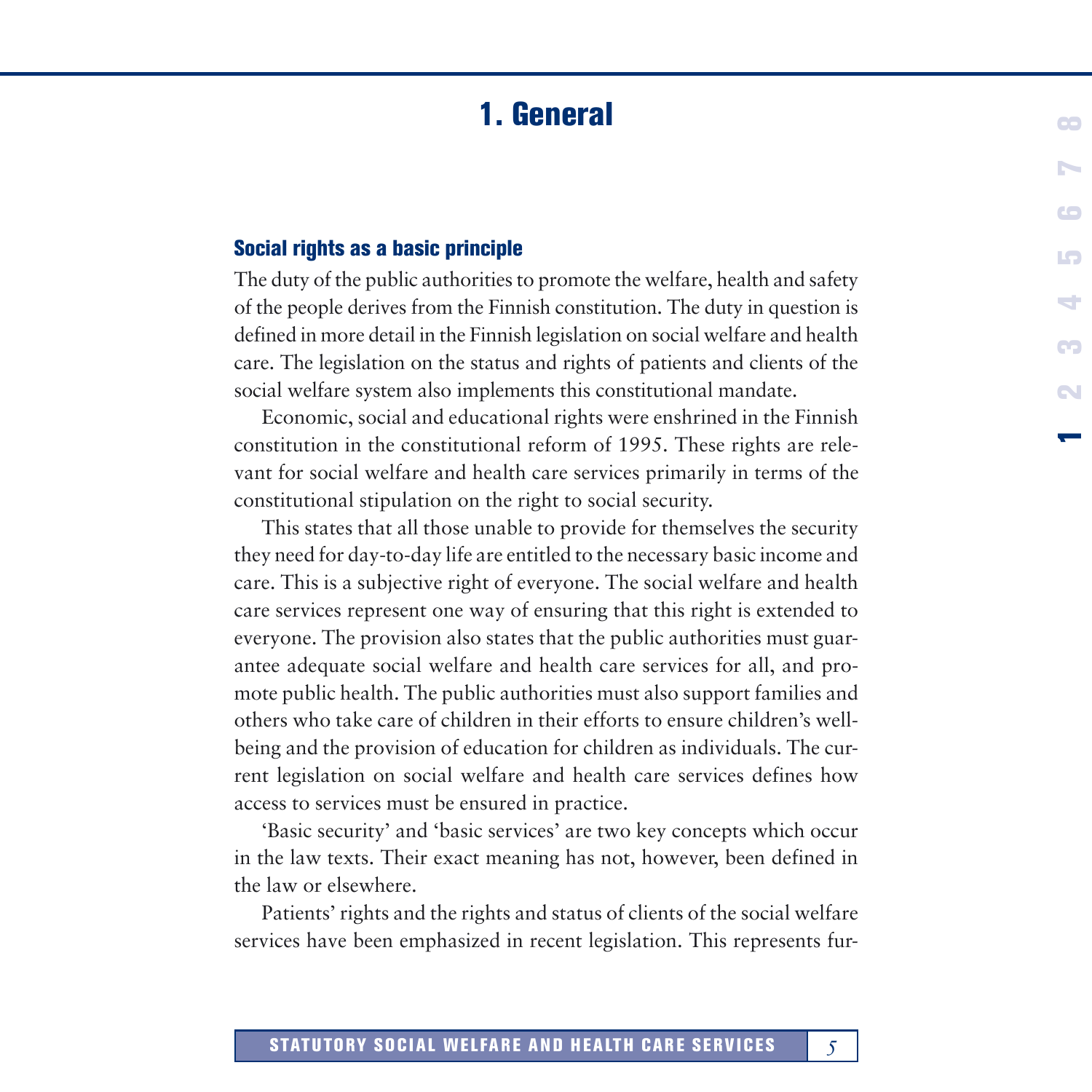# 1. General

## Social rights as a basic principle

The duty of the public authorities to promote the welfare, health and safety of the people derives from the Finnish constitution. The duty in question is defined in more detail in the Finnish legislation on social welfare and health care. The legislation on the status and rights of patients and clients of the social welfare system also implements this constitutional mandate.

Economic, social and educational rights were enshrined in the Finnish constitution in the constitutional reform of 1995. These rights are relevant for social welfare and health care services primarily in terms of the constitutional stipulation on the right to social security.

This states that all those unable to provide for themselves the security they need for day-to-day life are entitled to the necessary basic income and care. This is a subjective right of everyone. The social welfare and health care services represent one way of ensuring that this right is extended to everyone. The provision also states that the public authorities must guarantee adequate social welfare and health care services for all, and promote public health. The public authorities must also support families and others who take care of children in their efforts to ensure children's well-being and the provision of education for children as individuals. The current legislation on social welfare and health care services defines how access to services must be ensured in practice.

'Basic security' and 'basic services' are two key concepts which occur in the law texts. Their exact meaning has not, however, been defined in the law or elsewhere.

Patients' rights and the rights and status of clients of the social welfare services have been emphasized in recent legislation. This represents fur-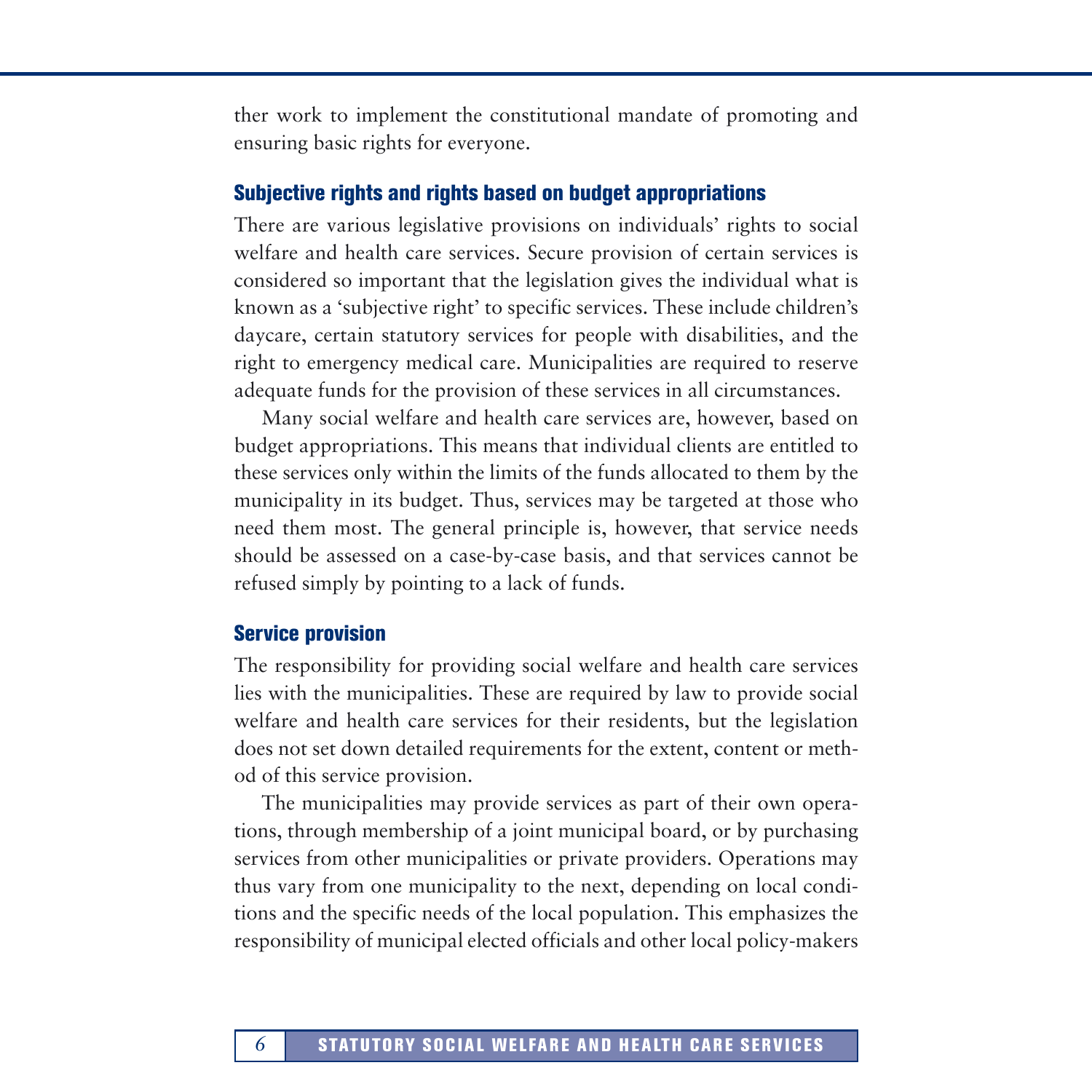ther work to implement the constitutional mandate of promoting and ensuring basic rights for everyone.

## Subjective rights and rights based on budget appropriations

There are various legislative provisions on individuals' rights to social welfare and health care services. Secure provision of certain services is considered so important that the legislation gives the individual what is known as a 'subjective right' to specific services. These include children's daycare, certain statutory services for people with disabilities, and the right to emergency medical care. Municipalities are required to reserve adequate funds for the provision of these services in all circumstances.

Many social welfare and health care services are, however, based on budget appropriations. This means that individual clients are entitled to these services only within the limits of the funds allocated to them by the municipality in its budget. Thus, services may be targeted at those who need them most. The general principle is, however, that service needs should be assessed on a case-by-case basis, and that services cannot be refused simply by pointing to a lack of funds.

## Service provision

The responsibility for providing social welfare and health care services lies with the municipalities. These are required by law to provide social welfare and health care services for their residents, but the legislation does not set down detailed requirements for the extent, content or method of this service provision.

The municipalities may provide services as part of their own operations, through membership of a joint municipal board, or by purchasing services from other municipalities or private providers. Operations may thus vary from one municipality to the next, depending on local conditions and the specific needs of the local population. This emphasizes the responsibility of municipal elected officials and other local policy-makers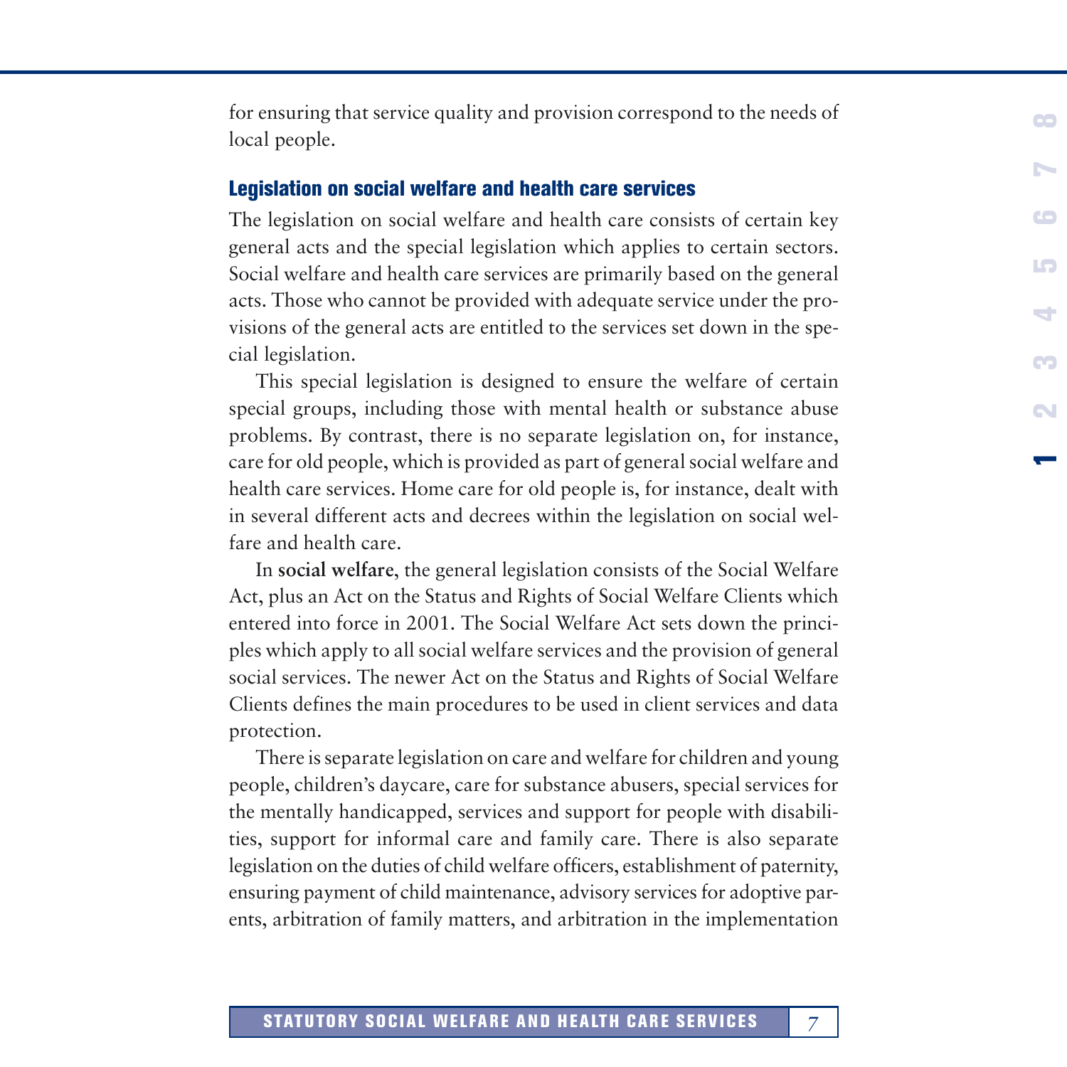for ensuring that service quality and provision correspond to the needs of local people.

### Legislation on social welfare and health care services

The legislation on social welfare and health care consists of certain key general acts and the special legislation which applies to certain sectors. Social welfare and health care services are primarily based on the general acts. Those who cannot be provided with adequate service under the provisions of the general acts are entitled to the services set down in the special legislation.

This special legislation is designed to ensure the welfare of certain special groups, including those with mental health or substance abuse problems. By contrast, there is no separate legislation on, for instance, care for old people, which is provided as part of general social welfare and health care services. Home care for old people is, for instance, dealt with in several different acts and decrees within the legislation on social welfare and health care.

In **social welfare**, the general legislation consists of the Social Welfare Act, plus an Act on the Status and Rights of Social Welfare Clients which entered into force in 2001. The Social Welfare Act sets down the principles which apply to all social welfare services and the provision of general social services. The newer Act on the Status and Rights of Social Welfare Clients defines the main procedures to be used in client services and data protection.

There is separate legislation on care and welfare for children and young people, children's daycare, care for substance abusers, special services for the mentally handicapped, services and support for people with disabilities, support for informal care and family care. There is also separate legislation on the duties of child welfare officers, establishment of paternity, ensuring payment of child maintenance, advisory services for adoptive parents, arbitration of family matters, and arbitration in the implementation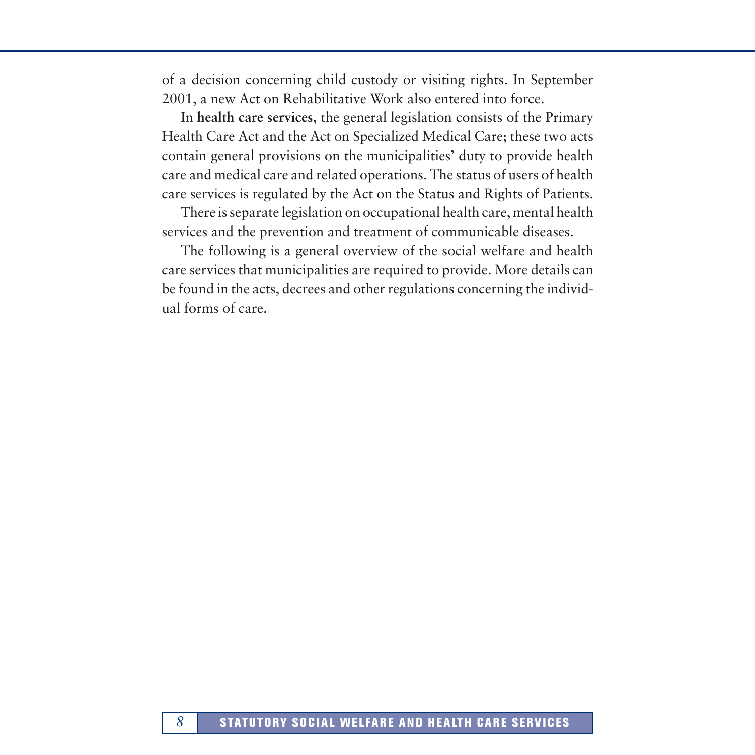of a decision concerning child custody or visiting rights. In September 2001, a new Act on Rehabilitative Work also entered into force.

In **health care services**, the general legislation consists of the Primary Health Care Act and the Act on Specialized Medical Care; these two acts contain general provisions on the municipalities' duty to provide health care and medical care and related operations. The status of users of health care services is regulated by the Act on the Status and Rights of Patients.

There is separate legislation on occupational health care, mental health services and the prevention and treatment of communicable diseases.

The following is a general overview of the social welfare and health care services that municipalities are required to provide. More details can be found in the acts, decrees and other regulations concerning the individual forms of care.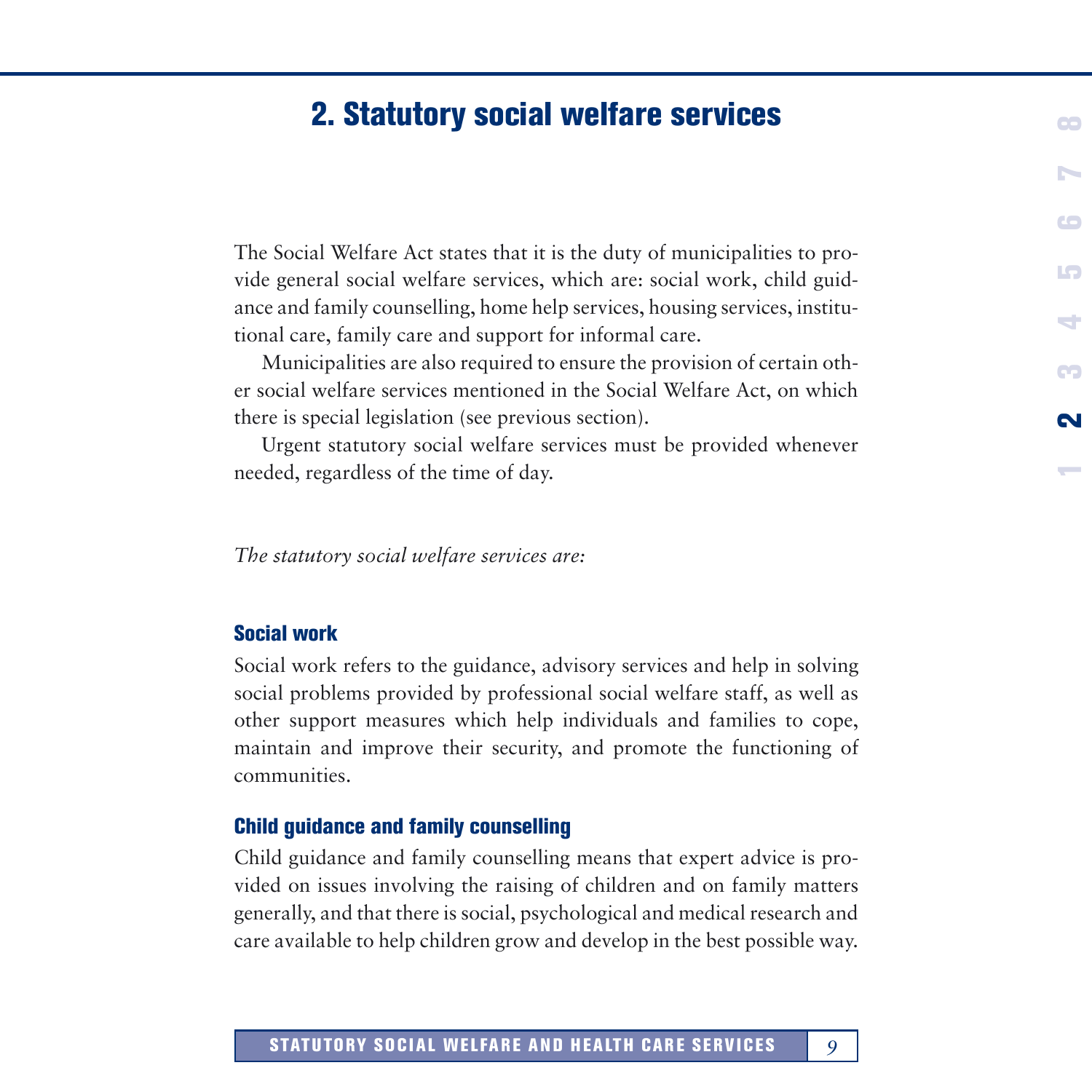# 2. Statutory social welfare services

The Social Welfare Act states that it is the duty of municipalities to provide general social welfare services, which are: social work, child guidance and family counselling, home help services, housing services, institutional care, family care and support for informal care.

Municipalities are also required to ensure the provision of certain other social welfare services mentioned in the Social Welfare Act, on which there is special legislation (see previous section).

Urgent statutory social welfare services must be provided whenever needed, regardless of the time of day.

*The statutory social welfare services are:*

### Social work

Social work refers to the guidance, advisory services and help in solving social problems provided by professional social welfare staff, as well as other support measures which help individuals and families to cope, maintain and improve their security, and promote the functioning of communities.

### Child guidance and family counselling

Child guidance and family counselling means that expert advice is provided on issues involving the raising of children and on family matters generally, and that there is social, psychological and medical research and care available to help children grow and develop in the best possible way.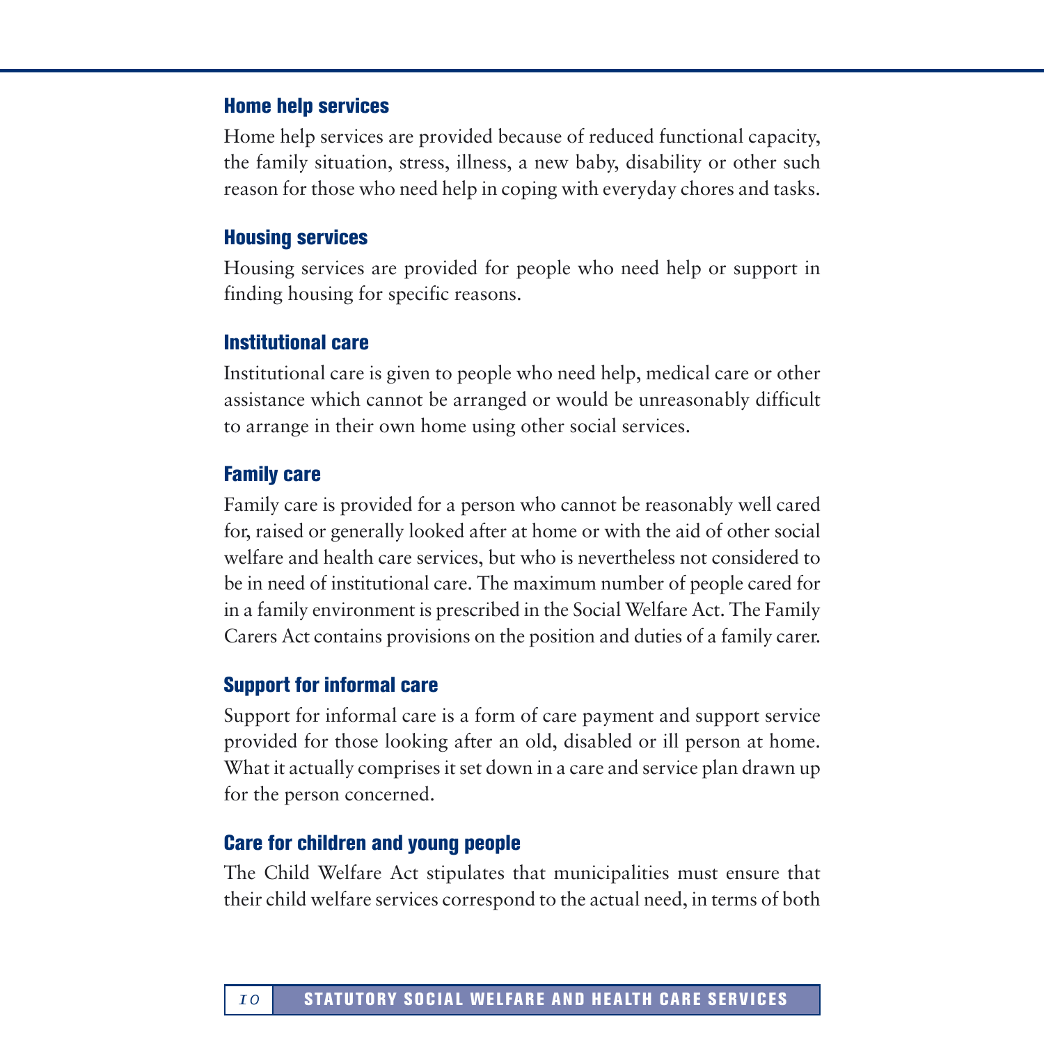### Home help services

Home help services are provided because of reduced functional capacity, the family situation, stress, illness, a new baby, disability or other such reason for those who need help in coping with everyday chores and tasks.

### Housing services

Housing services are provided for people who need help or support in finding housing for specific reasons.

### Institutional care

Institutional care is given to people who need help, medical care or other assistance which cannot be arranged or would be unreasonably difficult to arrange in their own home using other social services.

### Family care

Family care is provided for a person who cannot be reasonably well cared for, raised or generally looked after at home or with the aid of other social welfare and health care services, but who is nevertheless not considered to be in need of institutional care. The maximum number of people cared for in a family environment is prescribed in the Social Welfare Act. The Family Carers Act contains provisions on the position and duties of a family carer.

### Support for informal care

Support for informal care is a form of care payment and support service provided for those looking after an old, disabled or ill person at home. What it actually comprises it set down in a care and service plan drawn up for the person concerned.

### Care for children and young people

The Child Welfare Act stipulates that municipalities must ensure that their child welfare services correspond to the actual need, in terms of both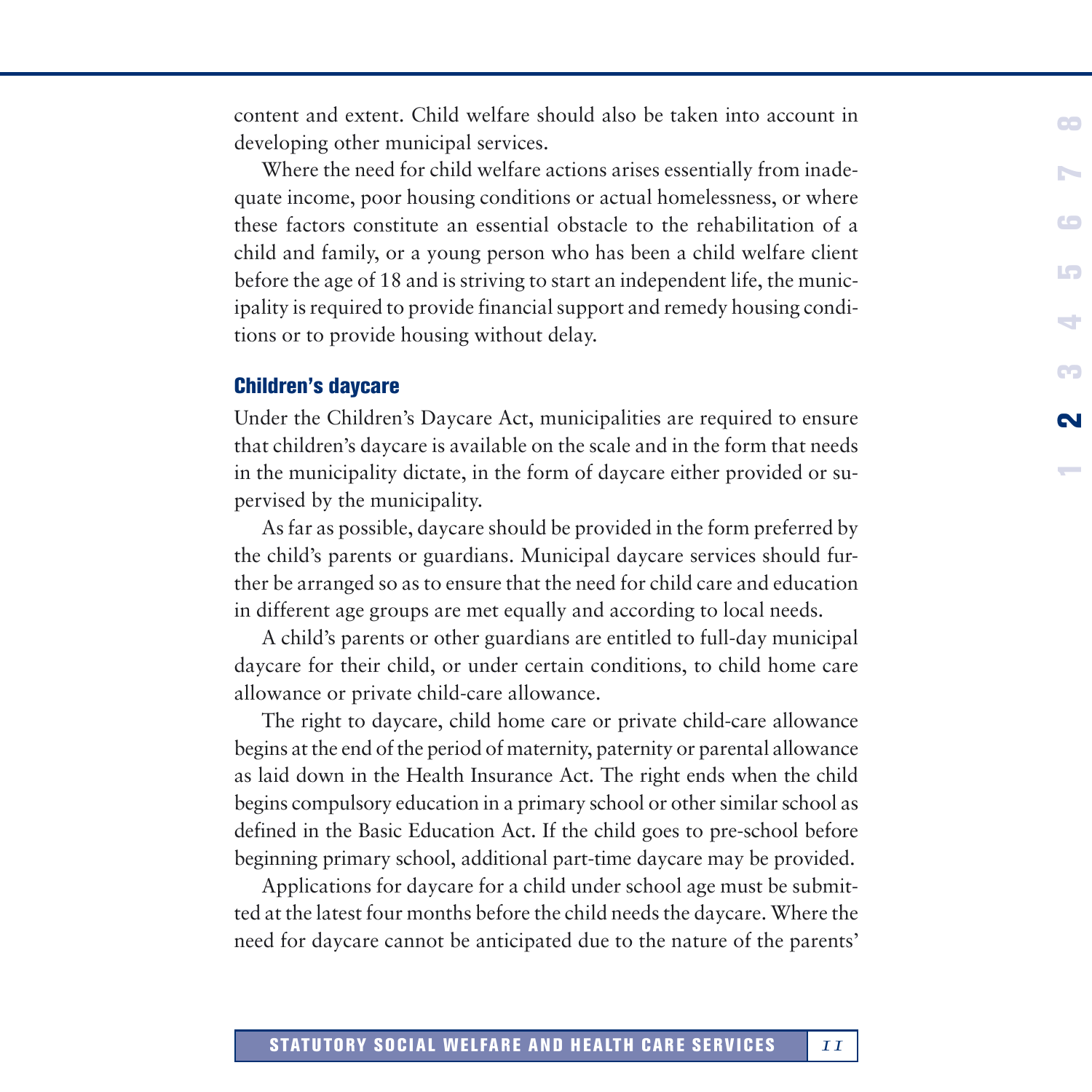content and extent. Child welfare should also be taken into account in developing other municipal services.

Where the need for child welfare actions arises essentially from inadequate income, poor housing conditions or actual homelessness, or where these factors constitute an essential obstacle to the rehabilitation of a child and family, or a young person who has been a child welfare client before the age of 18 and is striving to start an independent life, the municipality is required to provide financial support and remedy housing conditions or to provide housing without delay.

### Children's daycare

Under the Children's Daycare Act, municipalities are required to ensure that children's daycare is available on the scale and in the form that needs in the municipality dictate, in the form of daycare either provided or supervised by the municipality.

As far as possible, daycare should be provided in the form preferred by the child's parents or guardians. Municipal daycare services should further be arranged so as to ensure that the need for child care and education in different age groups are met equally and according to local needs.

A child's parents or other guardians are entitled to full-day municipal daycare for their child, or under certain conditions, to child home care allowance or private child-care allowance.

The right to daycare, child home care or private child-care allowance begins at the end of the period of maternity, paternity or parental allowance as laid down in the Health Insurance Act. The right ends when the child begins compulsory education in a primary school or other similar school as defined in the Basic Education Act. If the child goes to pre-school before beginning primary school, additional part-time daycare may be provided.

Applications for daycare for a child under school age must be submitted at the latest four months before the child needs the daycare. Where the need for daycare cannot be anticipated due to the nature of the parents'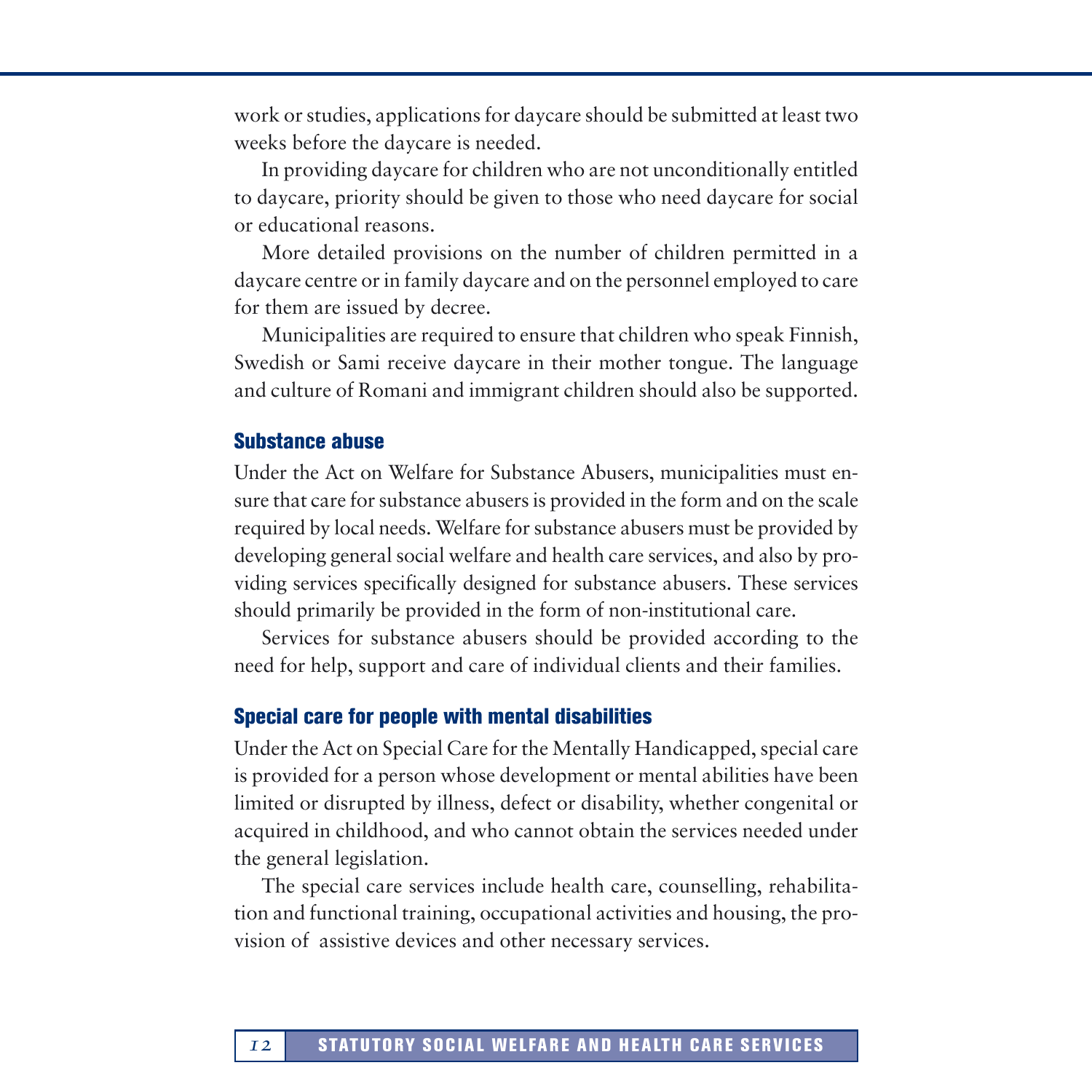work or studies, applications for daycare should be submitted at least two weeks before the daycare is needed.

In providing daycare for children who are not unconditionally entitled to daycare, priority should be given to those who need daycare for social or educational reasons.

More detailed provisions on the number of children permitted in a daycare centre or in family daycare and on the personnel employed to care for them are issued by decree.

Municipalities are required to ensure that children who speak Finnish, Swedish or Sami receive daycare in their mother tongue. The language and culture of Romani and immigrant children should also be supported.

### Substance abuse

Under the Act on Welfare for Substance Abusers, municipalities must ensure that care for substance abusers is provided in the form and on the scale required by local needs. Welfare for substance abusers must be provided by developing general social welfare and health care services, and also by providing services specifically designed for substance abusers. These services should primarily be provided in the form of non-institutional care.

Services for substance abusers should be provided according to the need for help, support and care of individual clients and their families.

### Special care for people with mental disabilities

Under the Act on Special Care for the Mentally Handicapped, special care is provided for a person whose development or mental abilities have been limited or disrupted by illness, defect or disability, whether congenital or acquired in childhood, and who cannot obtain the services needed under the general legislation.

The special care services include health care, counselling, rehabilitation and functional training, occupational activities and housing, the provision of assistive devices and other necessary services.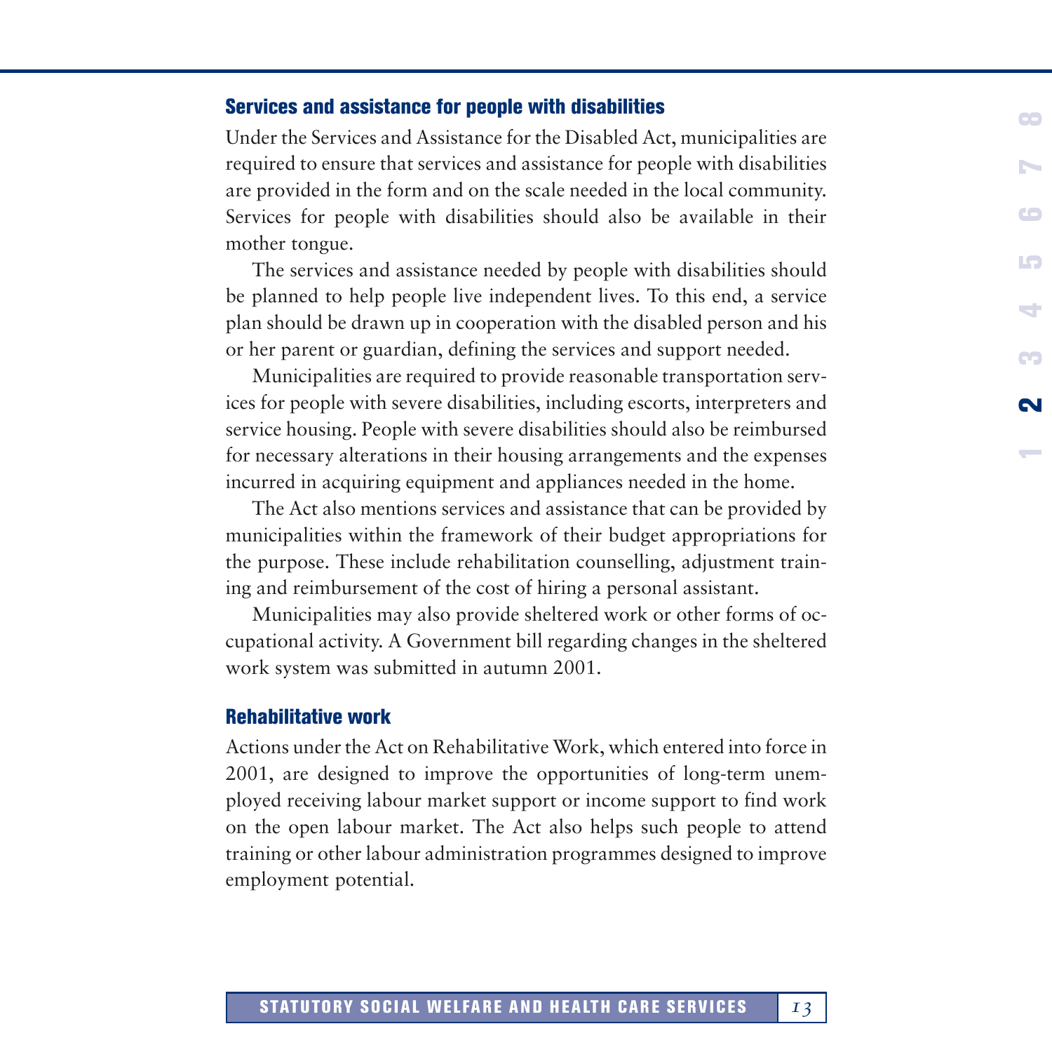### Services and assistance for people with disabilities

Under the Services and Assistance for the Disabled Act, municipalities are required to ensure that services and assistance for people with disabilities are provided in the form and on the scale needed in the local community. Services for people with disabilities should also be available in their mother tongue.

The services and assistance needed by people with disabilities should be planned to help people live independent lives. To this end, a service plan should be drawn up in cooperation with the disabled person and his or her parent or guardian, defining the services and support needed.

Municipalities are required to provide reasonable transportation services for people with severe disabilities, including escorts, interpreters and service housing. People with severe disabilities should also be reimbursed for necessary alterations in their housing arrangements and the expenses incurred in acquiring equipment and appliances needed in the home.

The Act also mentions services and assistance that can be provided by municipalities within the framework of their budget appropriations for the purpose. These include rehabilitation counselling, adjustment training and reimbursement of the cost of hiring a personal assistant.

Municipalities may also provide sheltered work or other forms of occupational activity. A Government bill regarding changes in the sheltered work system was submitted in autumn 2001.

### Rehabilitative work

Actions under the Act on Rehabilitative Work, which entered into force in 2001, are designed to improve the opportunities of long-term unemployed receiving labour market support or income support to find work on the open labour market. The Act also helps such people to attend training or other labour administration programmes designed to improve employment potential.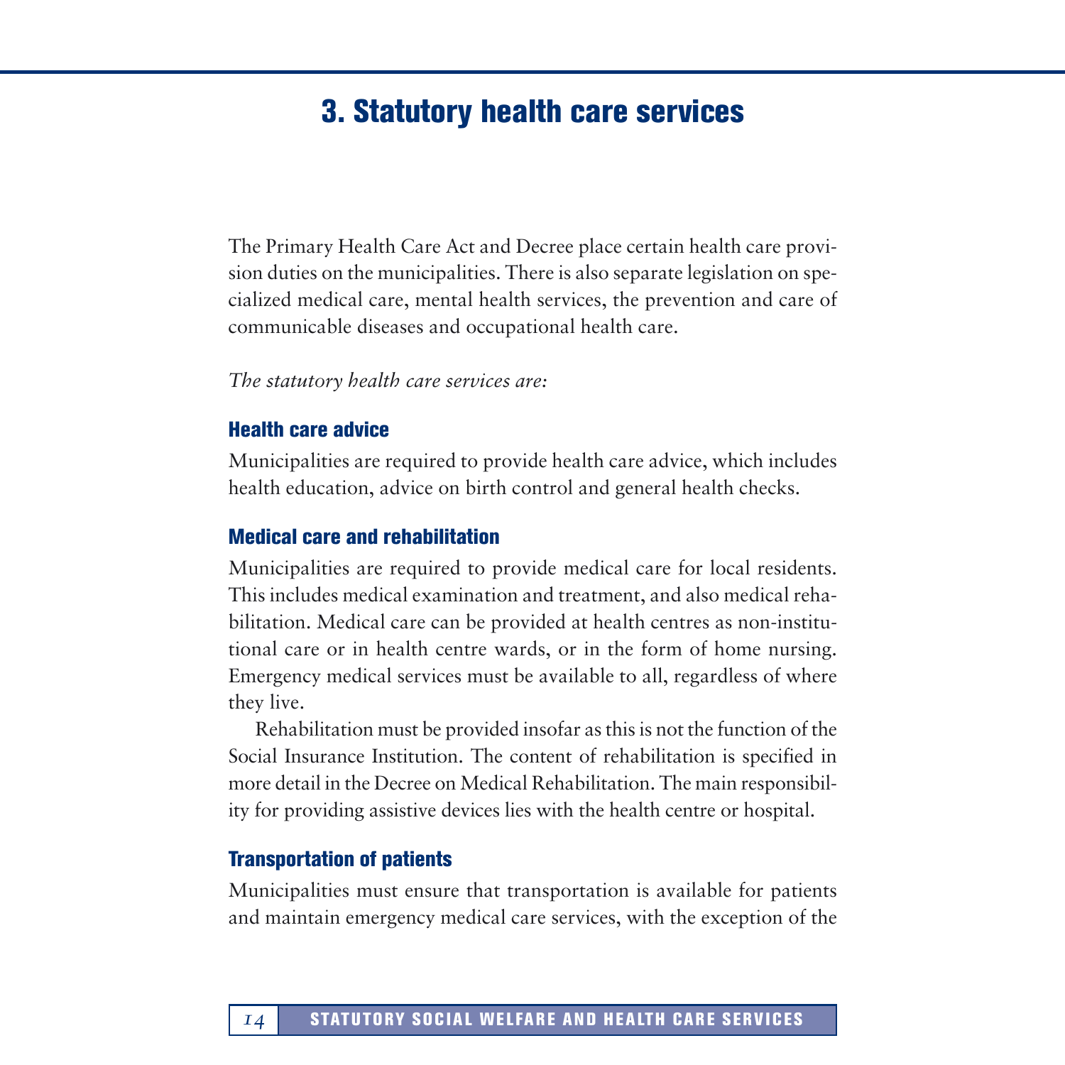# 3. Statutory health care services

The Primary Health Care Act and Decree place certain health care provision duties on the municipalities. There is also separate legislation on specialized medical care, mental health services, the prevention and care of communicable diseases and occupational health care.

*The statutory health care services are:*

### Health care advice

Municipalities are required to provide health care advice, which includes health education, advice on birth control and general health checks.

### Medical care and rehabilitation

Municipalities are required to provide medical care for local residents. This includes medical examination and treatment, and also medical rehabilitation. Medical care can be provided at health centres as non-institutional care or in health centre wards, or in the form of home nursing. Emergency medical services must be available to all, regardless of where they live.

Rehabilitation must be provided insofar as this is not the function of the Social Insurance Institution. The content of rehabilitation is specified in more detail in the Decree on Medical Rehabilitation. The main responsibility for providing assistive devices lies with the health centre or hospital.

### Transportation of patients

Municipalities must ensure that transportation is available for patients and maintain emergency medical care services, with the exception of the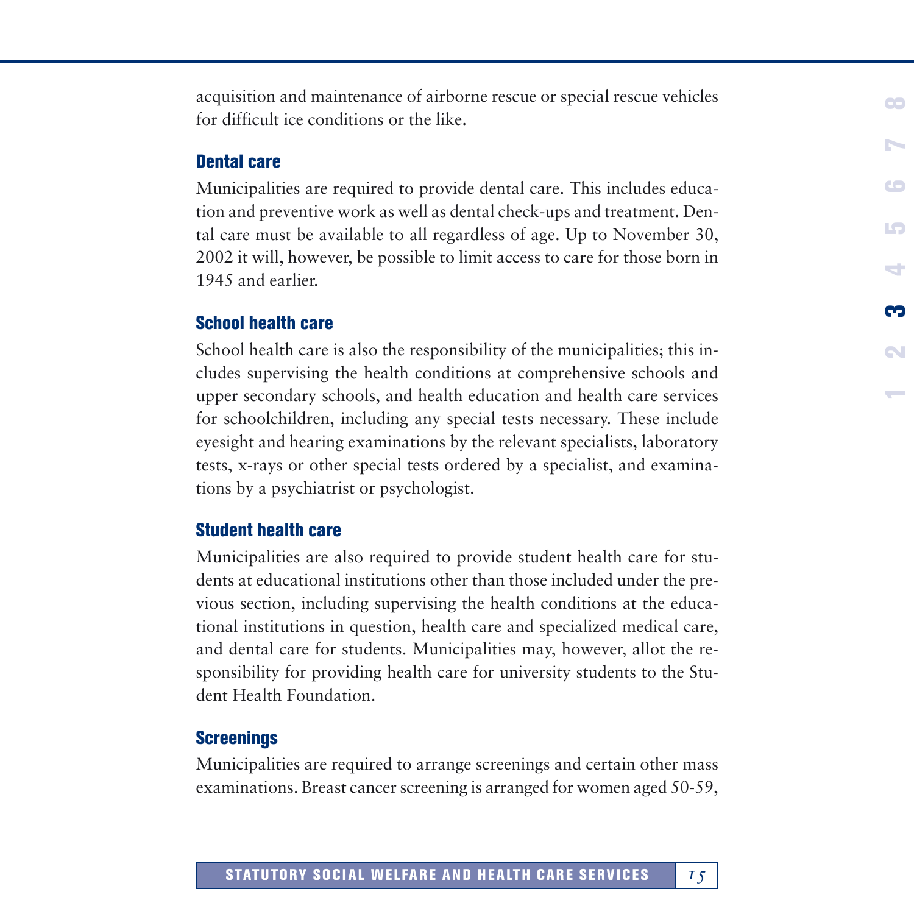acquisition and maintenance of airborne rescue or special rescue vehicles for difficult ice conditions or the like.

### Dental care

Municipalities are required to provide dental care. This includes education and preventive work as well as dental check-ups and treatment. Dental care must be available to all regardless of age. Up to November 30, 2002 it will, however, be possible to limit access to care for those born in 1945 and earlier.

### School health care

School health care is also the responsibility of the municipalities; this includes supervising the health conditions at comprehensive schools and upper secondary schools, and health education and health care services for schoolchildren, including any special tests necessary. These include eyesight and hearing examinations by the relevant specialists, laboratory tests, x-rays or other special tests ordered by a specialist, and examinations by a psychiatrist or psychologist.

### Student health care

Municipalities are also required to provide student health care for students at educational institutions other than those included under the previous section, including supervising the health conditions at the educational institutions in question, health care and specialized medical care, and dental care for students. Municipalities may, however, allot the responsibility for providing health care for university students to the Student Health Foundation.

### Screenings

Municipalities are required to arrange screenings and certain other mass examinations. Breast cancer screening is arranged for women aged 50-59,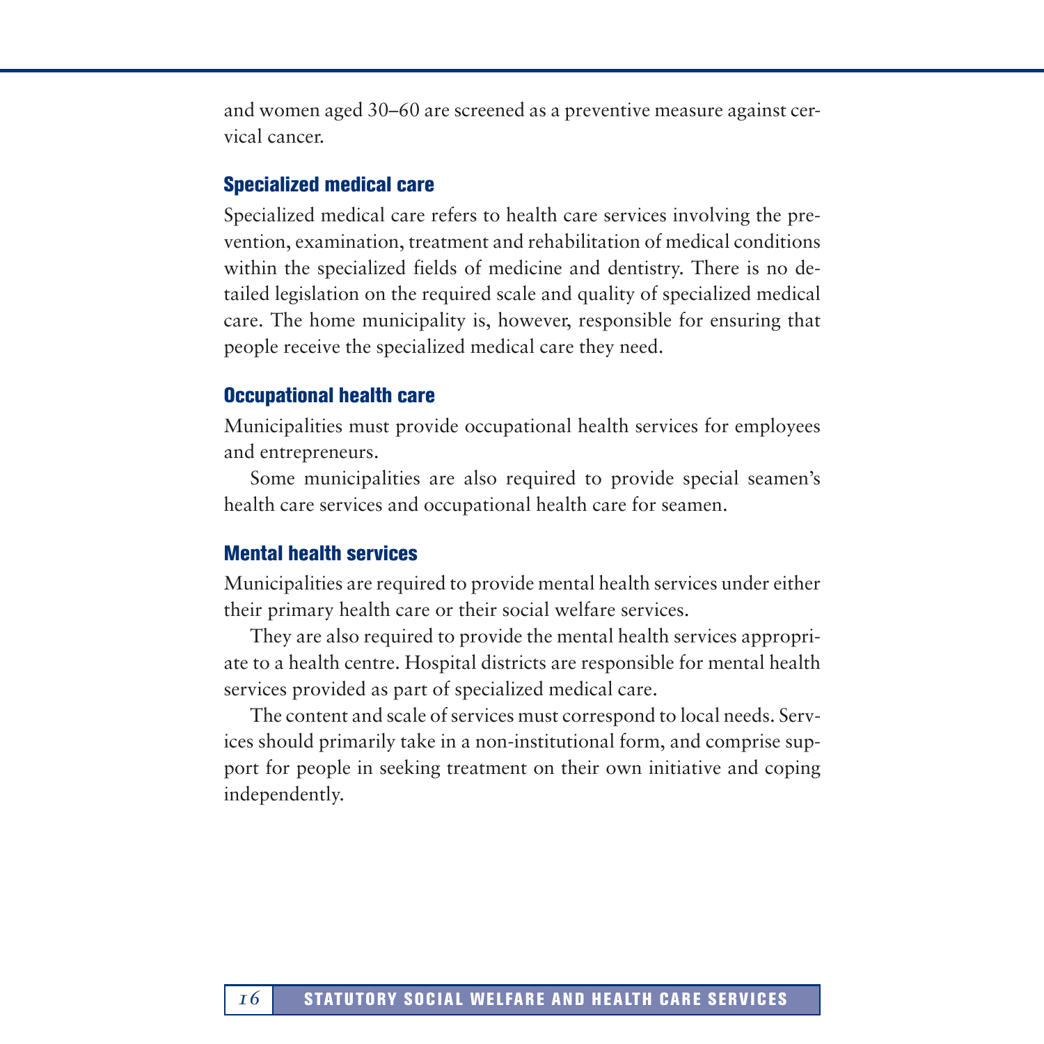and women aged 30–60 are screened as a preventive measure against cervical cancer.

### Specialized medical care

Specialized medical care refers to health care services involving the prevention, examination, treatment and rehabilitation of medical conditions within the specialized fields of medicine and dentistry. There is no detailed legislation on the required scale and quality of specialized medical care. The home municipality is, however, responsible for ensuring that people receive the specialized medical care they need.

### Occupational health care

Municipalities must provide occupational health services for employees and entrepreneurs.

Some municipalities are also required to provide special seamen's health care services and occupational health care for seamen.

### Mental health services

Municipalities are required to provide mental health services under either their primary health care or their social welfare services.

They are also required to provide the mental health services appropriate to a health centre. Hospital districts are responsible for mental health services provided as part of specialized medical care.

The content and scale of services must correspond to local needs. Services should primarily take in a non-institutional form, and comprise support for people in seeking treatment on their own initiative and coping independently.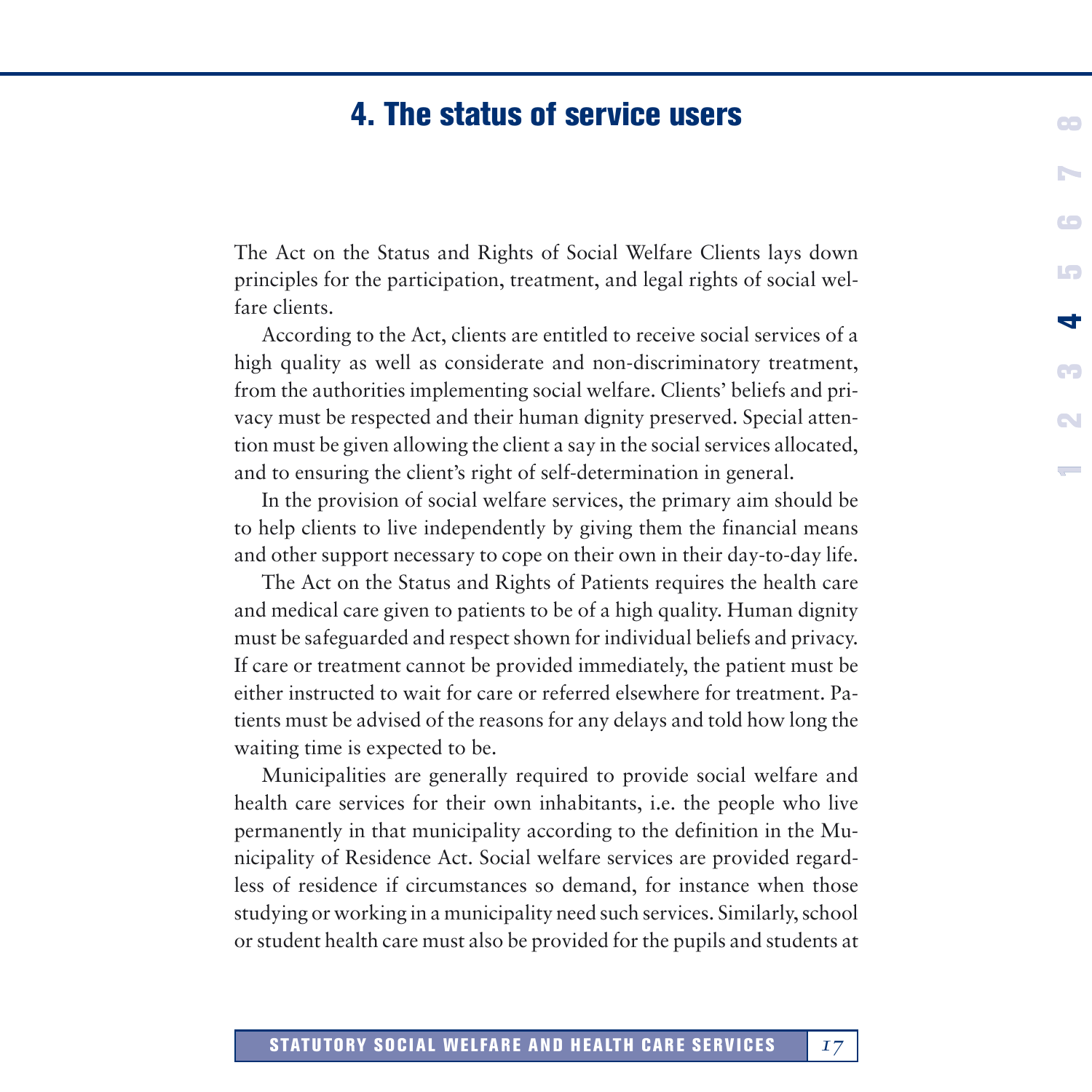# 4. The status of service users

The Act on the Status and Rights of Social Welfare Clients lays down principles for the participation, treatment, and legal rights of social welfare clients.

According to the Act, clients are entitled to receive social services of a high quality as well as considerate and non-discriminatory treatment, from the authorities implementing social welfare. Clients' beliefs and privacy must be respected and their human dignity preserved. Special attention must be given allowing the client a say in the social services allocated, and to ensuring the client's right of self-determination in general.

In the provision of social welfare services, the primary aim should be to help clients to live independently by giving them the financial means and other support necessary to cope on their own in their day-to-day life.

The Act on the Status and Rights of Patients requires the health care and medical care given to patients to be of a high quality. Human dignity must be safeguarded and respect shown for individual beliefs and privacy. If care or treatment cannot be provided immediately, the patient must be either instructed to wait for care or referred elsewhere for treatment. Patients must be advised of the reasons for any delays and told how long the waiting time is expected to be.

Municipalities are generally required to provide social welfare and health care services for their own inhabitants, i.e. the people who live permanently in that municipality according to the definition in the Municipality of Residence Act. Social welfare services are provided regardless of residence if circumstances so demand, for instance when those studying or working in a municipality need such services. Similarly, school or student health care must also be provided for the pupils and students at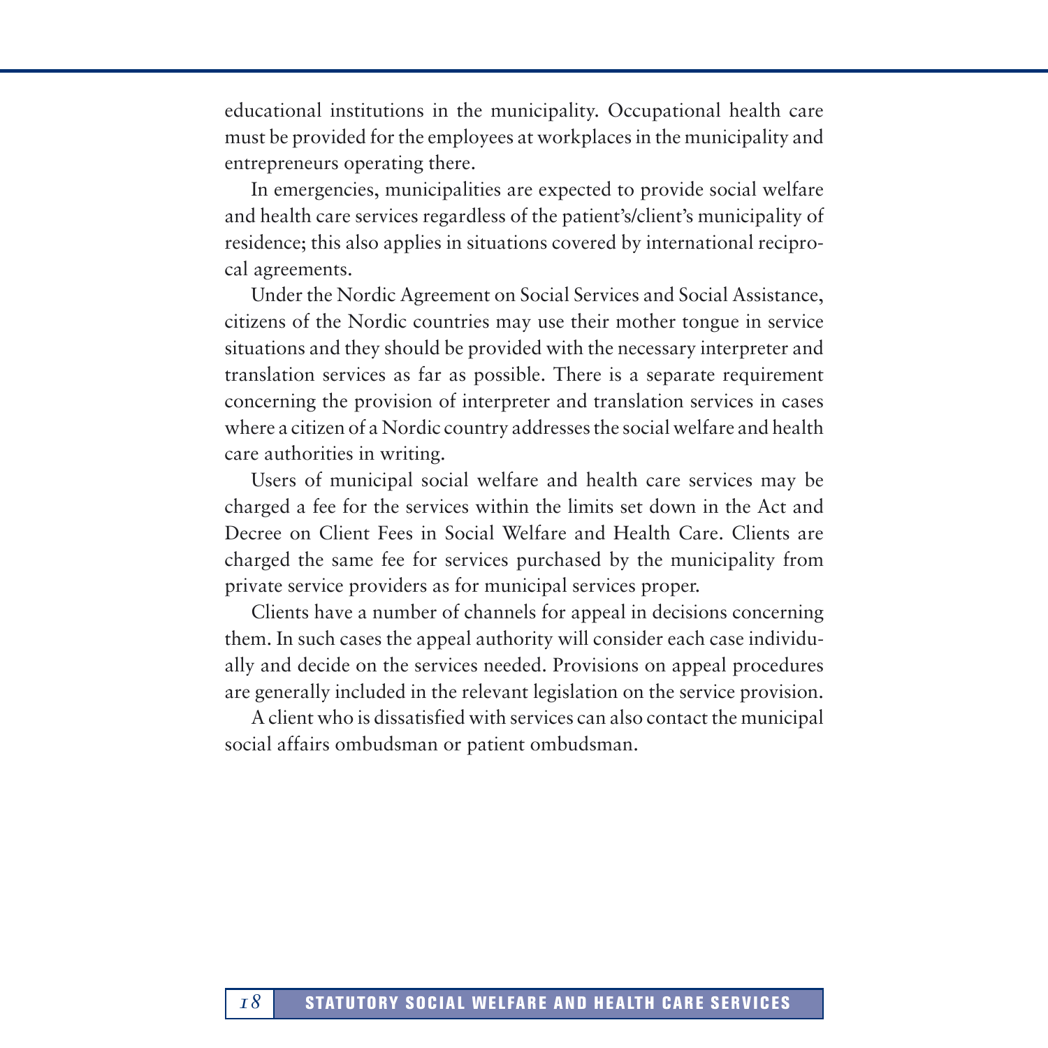educational institutions in the municipality. Occupational health care must be provided for the employees at workplaces in the municipality and entrepreneurs operating there.

In emergencies, municipalities are expected to provide social welfare and health care services regardless of the patient's/client's municipality of residence; this also applies in situations covered by international reciprocal agreements.

Under the Nordic Agreement on Social Services and Social Assistance, citizens of the Nordic countries may use their mother tongue in service situations and they should be provided with the necessary interpreter and translation services as far as possible. There is a separate requirement concerning the provision of interpreter and translation services in cases where a citizen of a Nordic country addresses the social welfare and health care authorities in writing.

Users of municipal social welfare and health care services may be charged a fee for the services within the limits set down in the Act and Decree on Client Fees in Social Welfare and Health Care. Clients are charged the same fee for services purchased by the municipality from private service providers as for municipal services proper.

Clients have a number of channels for appeal in decisions concerning them. In such cases the appeal authority will consider each case individually and decide on the services needed. Provisions on appeal procedures are generally included in the relevant legislation on the service provision.

A client who is dissatisfied with services can also contact the municipal social affairs ombudsman or patient ombudsman.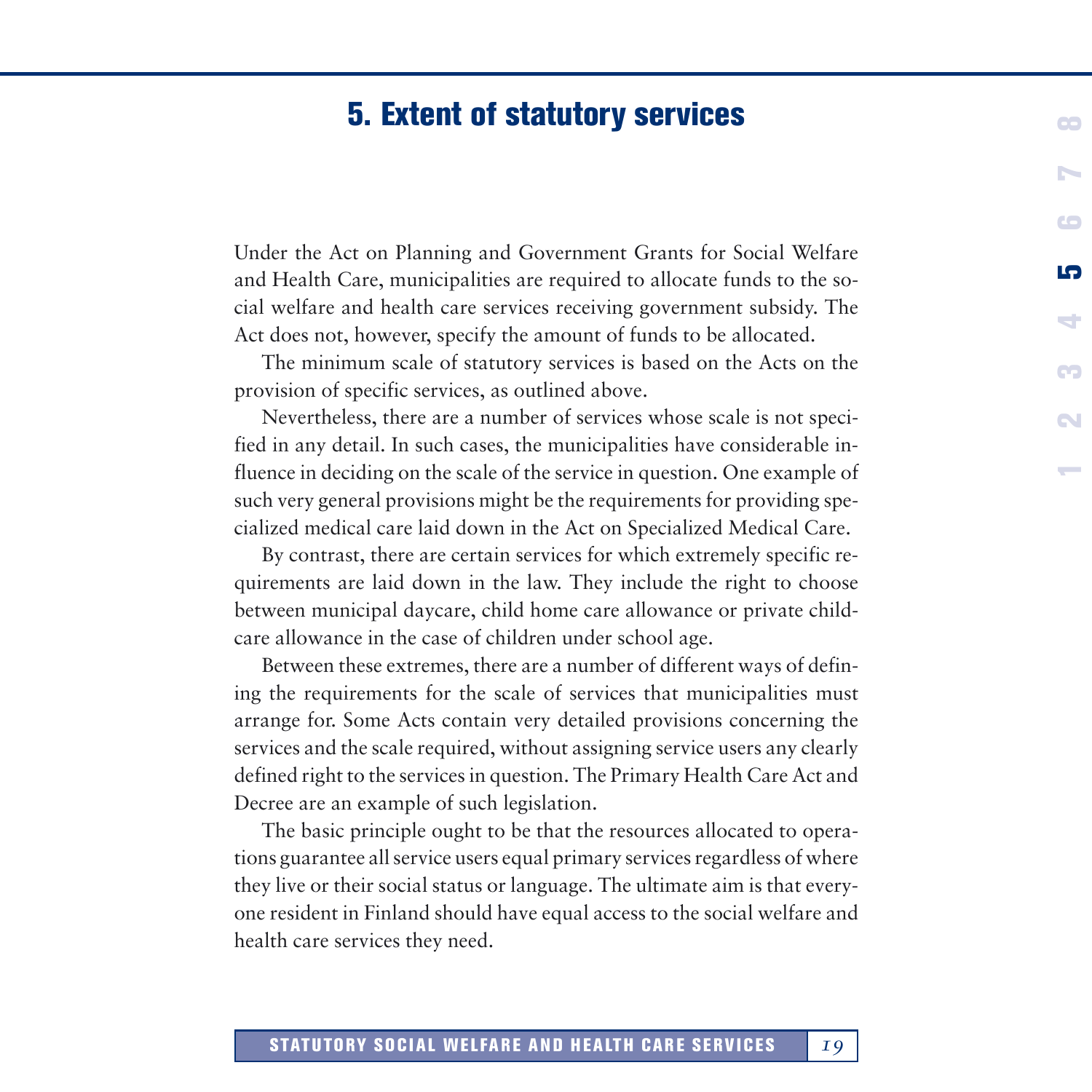# 5. Extent of statutory services

Under the Act on Planning and Government Grants for Social Welfare and Health Care, municipalities are required to allocate funds to the social welfare and health care services receiving government subsidy. The Act does not, however, specify the amount of funds to be allocated.

The minimum scale of statutory services is based on the Acts on the provision of specific services, as outlined above.

Nevertheless, there are a number of services whose scale is not specified in any detail. In such cases, the municipalities have considerable influence in deciding on the scale of the service in question. One example of such very general provisions might be the requirements for providing specialized medical care laid down in the Act on Specialized Medical Care.

By contrast, there are certain services for which extremely specific requirements are laid down in the law. They include the right to choose between municipal daycare, child home care allowance or private childcare allowance in the case of children under school age.

Between these extremes, there are a number of different ways of defining the requirements for the scale of services that municipalities must arrange for. Some Acts contain very detailed provisions concerning the services and the scale required, without assigning service users any clearly defined right to the services in question. The Primary Health Care Act and Decree are an example of such legislation.

The basic principle ought to be that the resources allocated to operations guarantee all service users equal primary services regardless of where they live or their social status or language. The ultimate aim is that everyone resident in Finland should have equal access to the social welfare and health care services they need.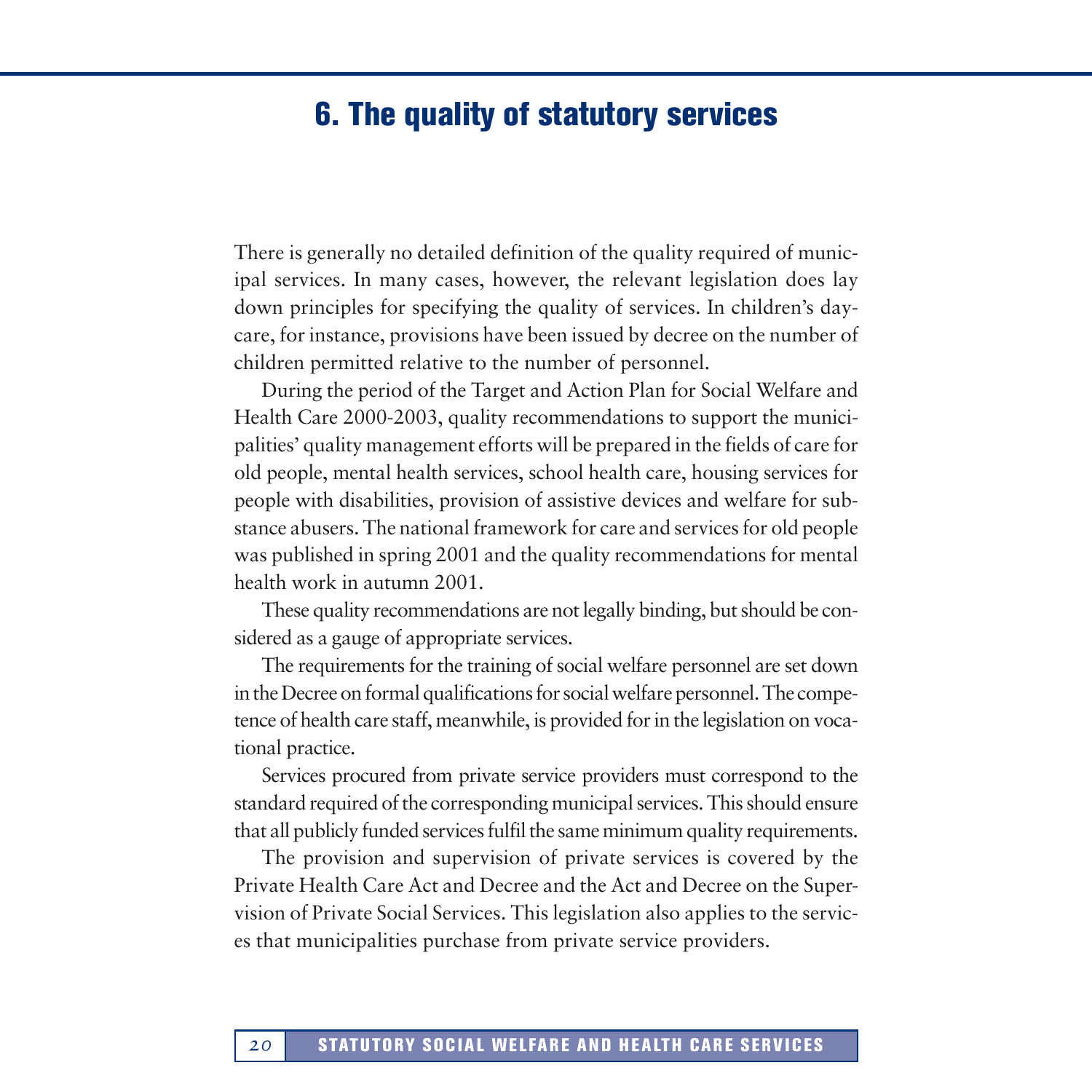# 6. The quality of statutory services

There is generally no detailed definition of the quality required of municipal services. In many cases, however, the relevant legislation does lay down principles for specifying the quality of services. In children's daycare, for instance, provisions have been issued by decree on the number of children permitted relative to the number of personnel.

During the period of the Target and Action Plan for Social Welfare and Health Care 2000-2003, quality recommendations to support the municipalities' quality management efforts will be prepared in the fields of care for old people, mental health services, school health care, housing services for people with disabilities, provision of assistive devices and welfare for substance abusers. The national framework for care and services for old people was published in spring 2001 and the quality recommendations for mental health work in autumn 2001.

These quality recommendations are not legally binding, but should be considered as a gauge of appropriate services.

The requirements for the training of social welfare personnel are set down in the Decree on formal qualifications for social welfare personnel. The competence of health care staff, meanwhile, is provided for in the legislation on vocational practice.

Services procured from private service providers must correspond to the standard required of the corresponding municipal services. This should ensure that all publicly funded services fulfil the same minimum quality requirements.

The provision and supervision of private services is covered by the Private Health Care Act and Decree and the Act and Decree on the Supervision of Private Social Services. This legislation also applies to the services that municipalities purchase from private service providers.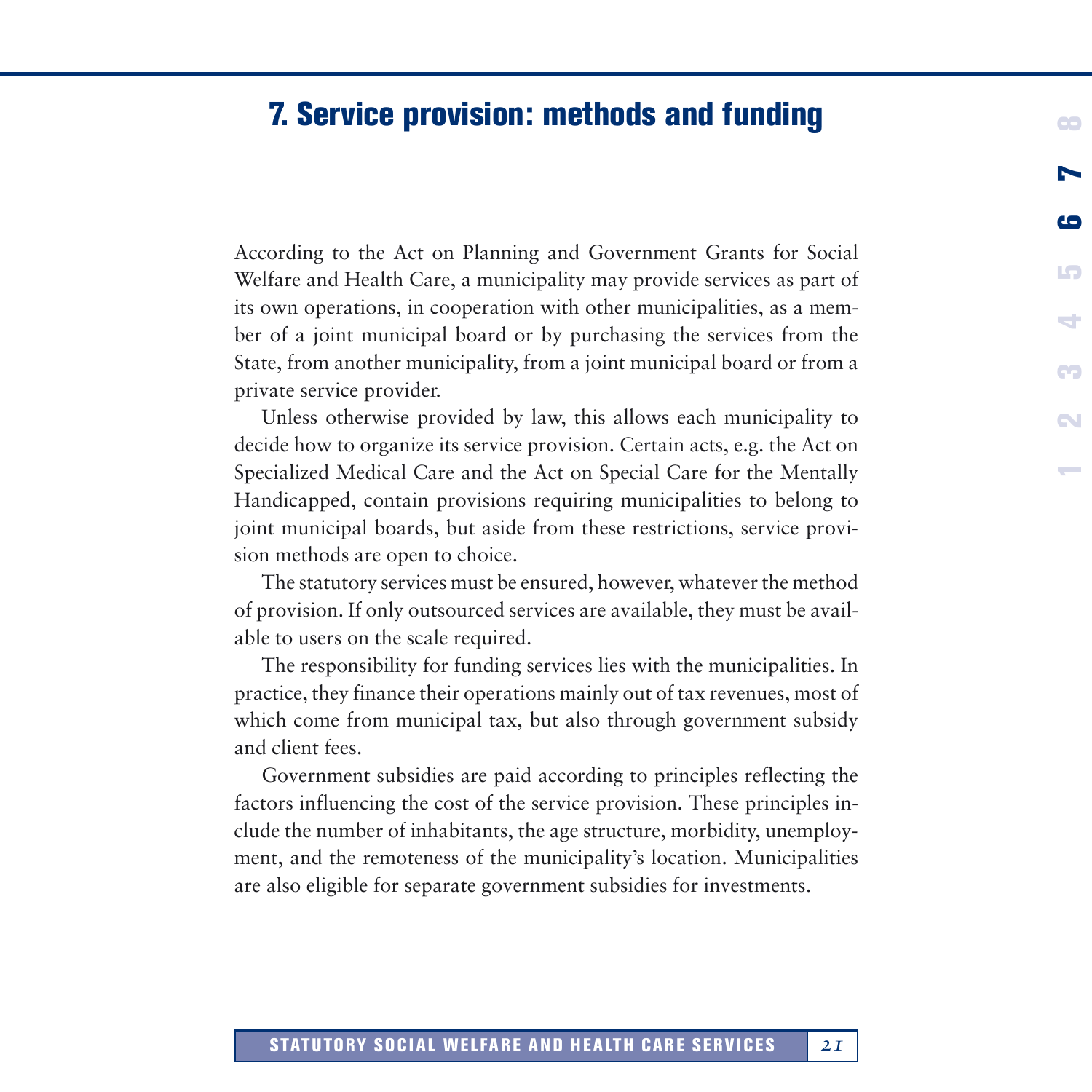# 7. Service provision: methods and funding

According to the Act on Planning and Government Grants for Social Welfare and Health Care, a municipality may provide services as part of its own operations, in cooperation with other municipalities, as a member of a joint municipal board or by purchasing the services from the State, from another municipality, from a joint municipal board or from a private service provider.

Unless otherwise provided by law, this allows each municipality to decide how to organize its service provision. Certain acts, e.g. the Act on Specialized Medical Care and the Act on Special Care for the Mentally Handicapped, contain provisions requiring municipalities to belong to joint municipal boards, but aside from these restrictions, service provision methods are open to choice.

The statutory services must be ensured, however, whatever the method of provision. If only outsourced services are available, they must be available to users on the scale required.

The responsibility for funding services lies with the municipalities. In practice, they finance their operations mainly out of tax revenues, most of which come from municipal tax, but also through government subsidy and client fees.

Government subsidies are paid according to principles reflecting the factors influencing the cost of the service provision. These principles include the number of inhabitants, the age structure, morbidity, unemployment, and the remoteness of the municipality's location. Municipalities are also eligible for separate government subsidies for investments.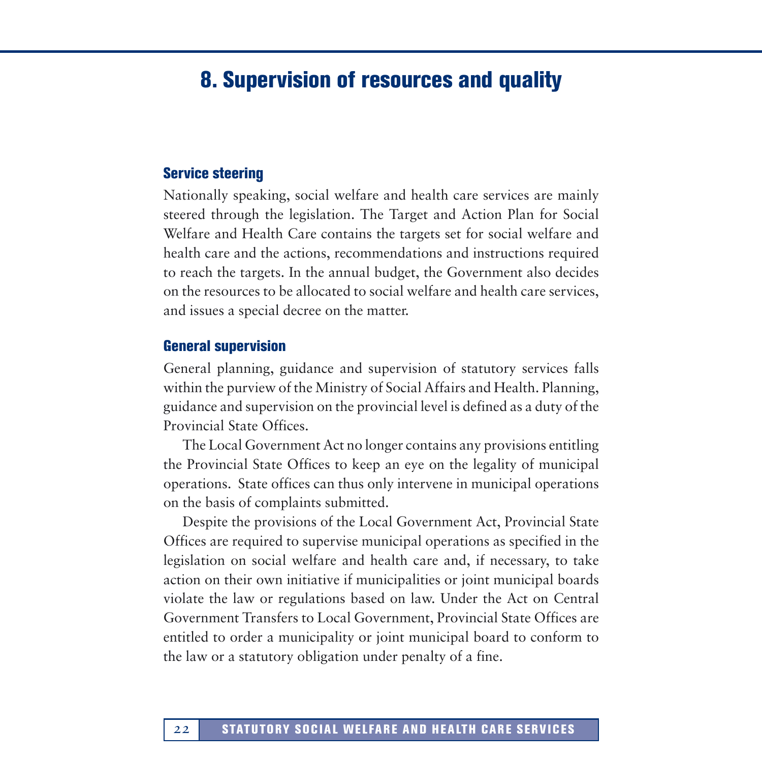# 8. Supervision of resources and quality

### Service steering

Nationally speaking, social welfare and health care services are mainly steered through the legislation. The Target and Action Plan for Social Welfare and Health Care contains the targets set for social welfare and health care and the actions, recommendations and instructions required to reach the targets. In the annual budget, the Government also decides on the resources to be allocated to social welfare and health care services, and issues a special decree on the matter.

### General supervision

General planning, guidance and supervision of statutory services falls within the purview of the Ministry of Social Affairs and Health. Planning, guidance and supervision on the provincial level is defined as a duty of the Provincial State Offices.

The Local Government Act no longer contains any provisions entitling the Provincial State Offices to keep an eye on the legality of municipal operations. State offices can thus only intervene in municipal operations on the basis of complaints submitted.

Despite the provisions of the Local Government Act, Provincial State Offices are required to supervise municipal operations as specified in the legislation on social welfare and health care and, if necessary, to take action on their own initiative if municipalities or joint municipal boards violate the law or regulations based on law. Under the Act on Central Government Transfers to Local Government, Provincial State Offices are entitled to order a municipality or joint municipal board to conform to the law or a statutory obligation under penalty of a fine.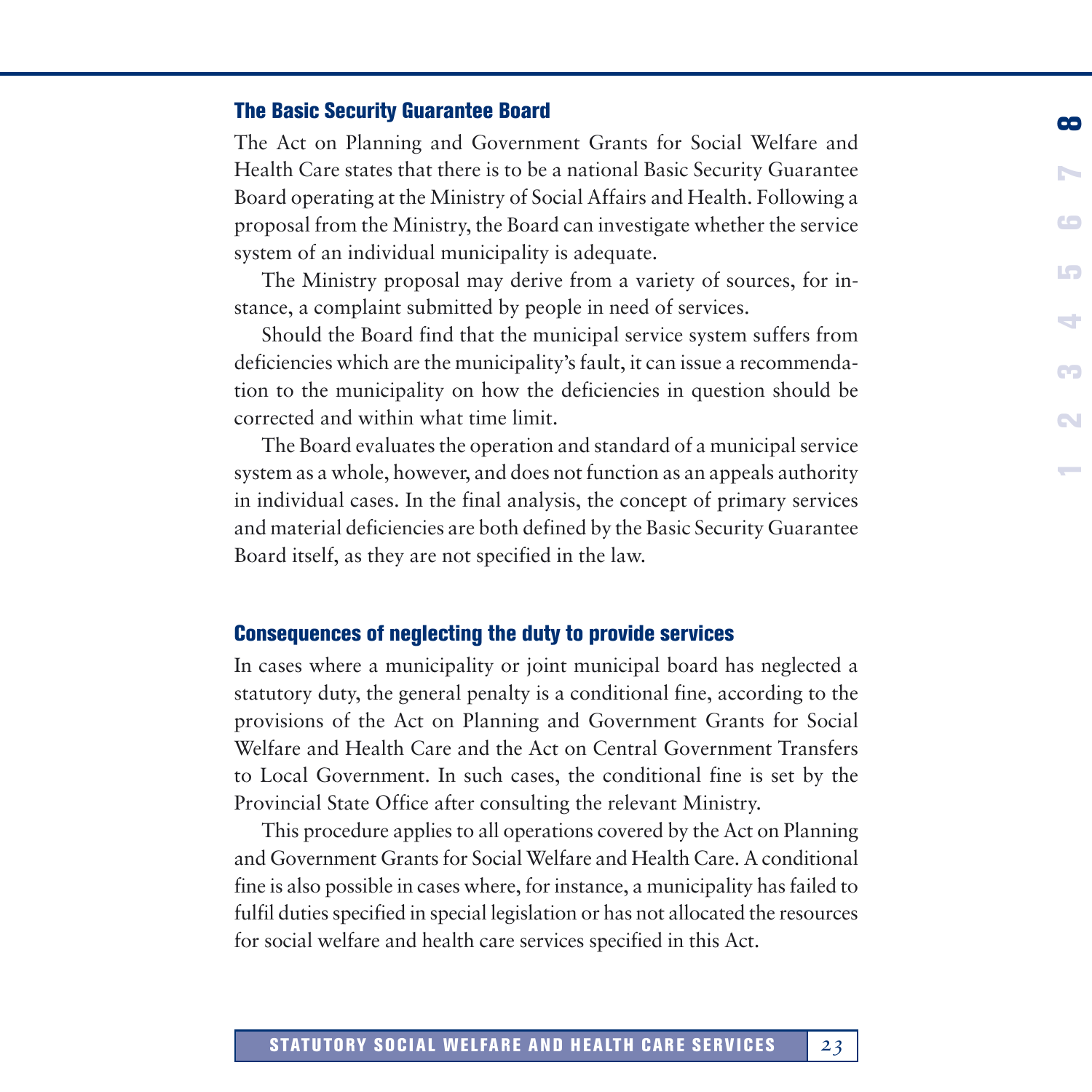## The Basic Security Guarantee Board

The Act on Planning and Government Grants for Social Welfare and Health Care states that there is to be a national Basic Security Guarantee Board operating at the Ministry of Social Affairs and Health. Following a proposal from the Ministry, the Board can investigate whether the service system of an individual municipality is adequate.

The Ministry proposal may derive from a variety of sources, for instance, a complaint submitted by people in need of services.

Should the Board find that the municipal service system suffers from deficiencies which are the municipality's fault, it can issue a recommendation to the municipality on how the deficiencies in question should be corrected and within what time limit.

The Board evaluates the operation and standard of a municipal service system as a whole, however, and does not function as an appeals authority in individual cases. In the final analysis, the concept of primary services and material deficiencies are both defined by the Basic Security Guarantee Board itself, as they are not specified in the law.

## Consequences of neglecting the duty to provide services

In cases where a municipality or joint municipal board has neglected a statutory duty, the general penalty is a conditional fine, according to the provisions of the Act on Planning and Government Grants for Social Welfare and Health Care and the Act on Central Government Transfers to Local Government. In such cases, the conditional fine is set by the Provincial State Office after consulting the relevant Ministry.

This procedure applies to all operations covered by the Act on Planning and Government Grants for Social Welfare and Health Care. A conditional fine is also possible in cases where, for instance, a municipality has failed to fulfil duties specified in special legislation or has not allocated the resources for social welfare and health care services specified in this Act.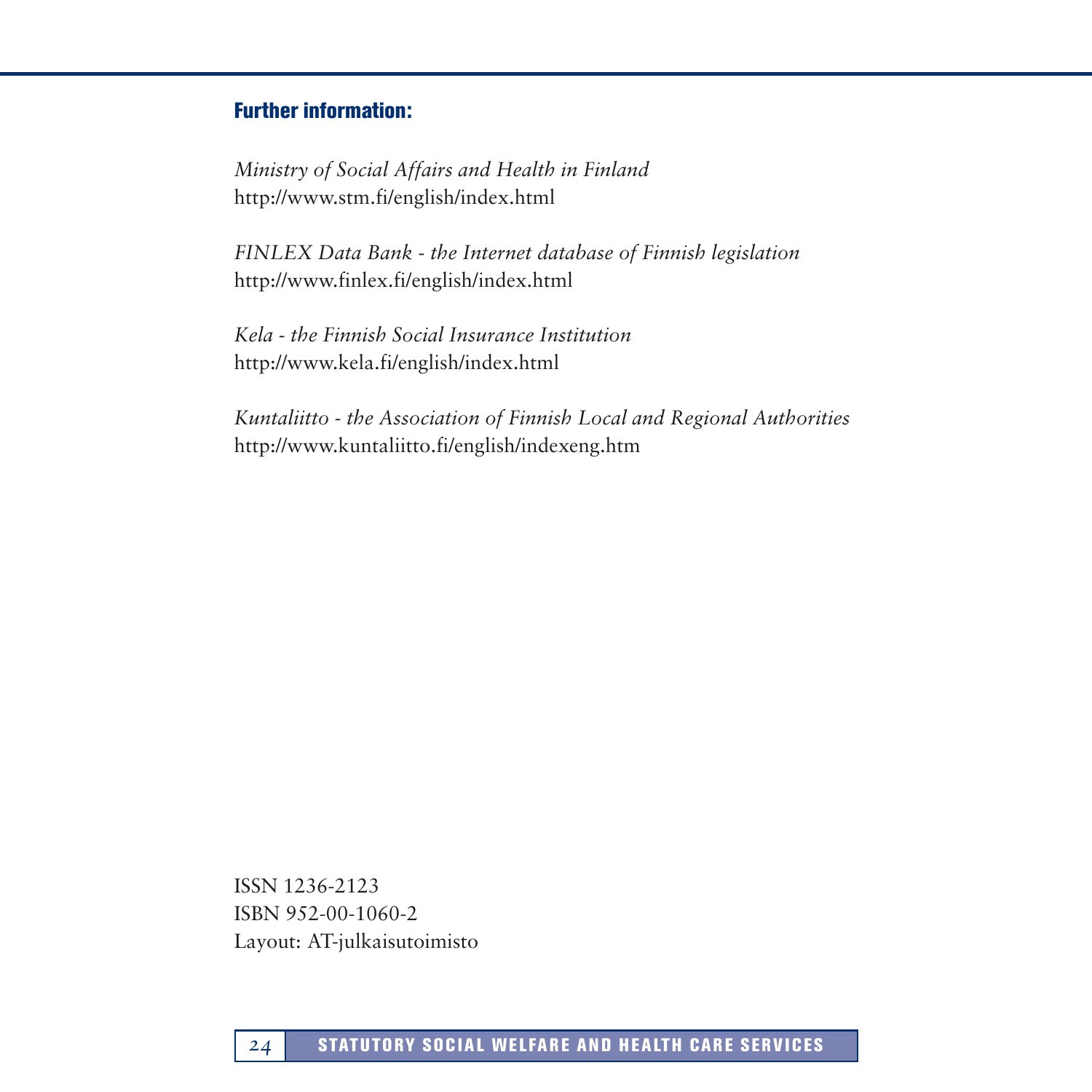## Further information:

*Ministry of Social Affairs and Health in Finland*
http://www.stm.fi/english/index.html

*FINLEX Data Bank - the Internet database of Finnish legislation*
http://www.finlex.fi/english/index.html

*Kela - the Finnish Social Insurance Institution*
http://www.kela.fi/english/index.html

*Kuntaliitto - the Association of Finnish Local and Regional Authorities*
http://www.kuntaliitto.fi/english/indexeng.htm

ISSN 1236-2123
ISBN 952-00-1060-2
Layout: AT-julkaisutoimisto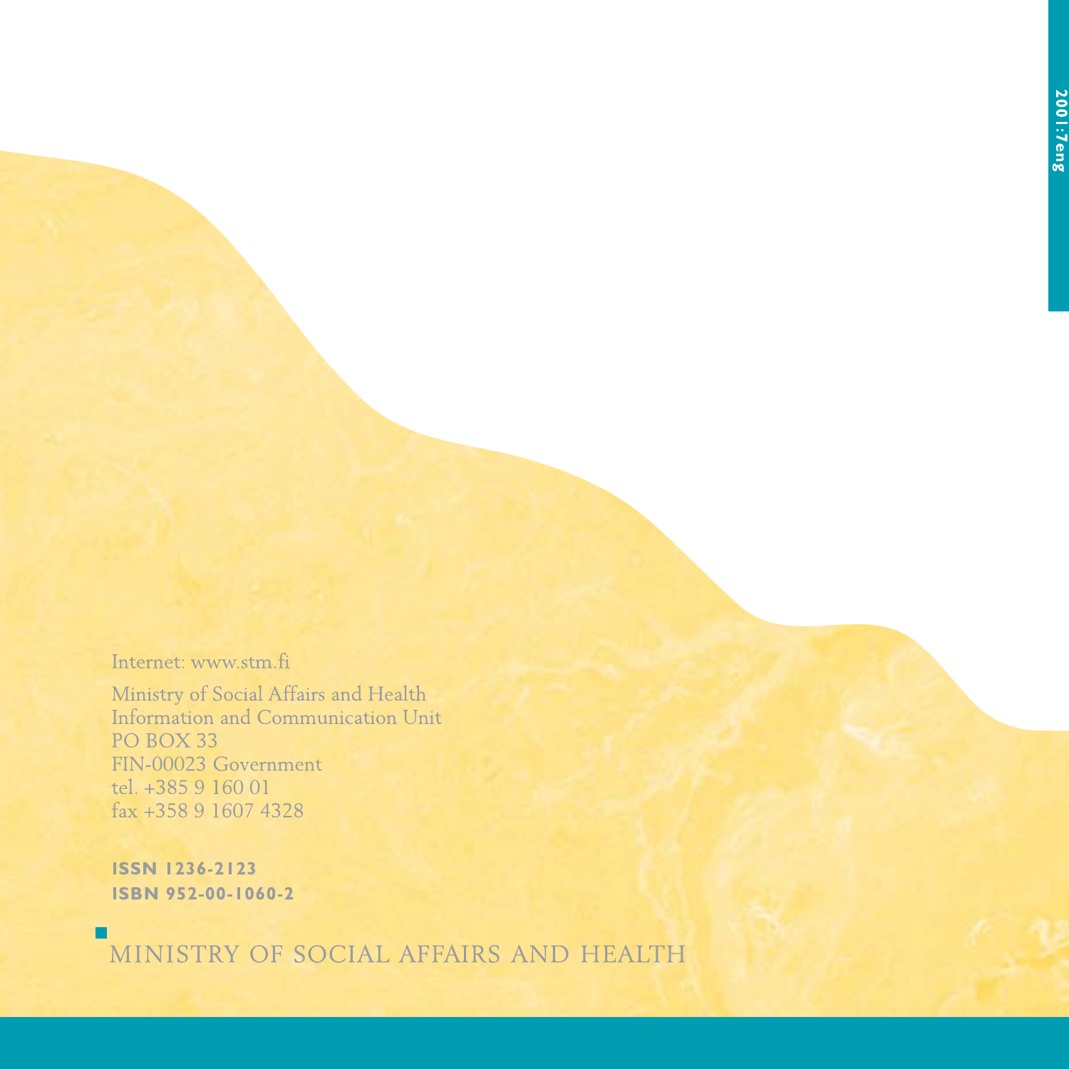2001:7eng

Internet: www.stm.fi

Ministry of Social Affairs and Health
Information and Communication Unit
PO BOX 33
FIN-00023 Government
tel. +385 9 160 01
fax +358 9 1607 4328

**ISSN 1236-2123**
**ISBN 952-00-1060-2**

MINISTRY OF SOCIAL AFFAIRS AND HEALTH